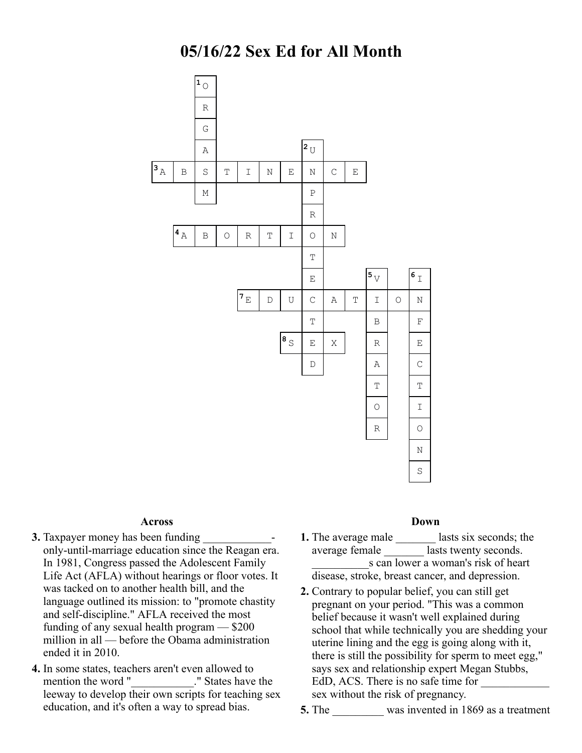# 05/16/22 Sex Ed for All Month

| | | | | | | | | | | | | |
|---|---|---|---|---|---|---|---|---|---|---|---|---|
| | | [1] O | | | | | | | | | | |
| | | R | | | | | | | | | | |
| | | G | | | | | | | | | | |
| | | A | | | | | [2] U | | | | | |
| [3] A | B | S | T | I | N | E | N | C | E | | | |
| | | M | | | | | P | | | | | |
| | | | | | | | R | | | | | |
| | [4] A | B | O | R | T | I | O | N | | | | |
| | | | | | | | T | | | | | |
| | | | | | | | E | | | [5] V | | [6] I |
| | | | | [7] E | D | U | C | A | T | I | O | N |
| | | | | | | | T | | | B | | F |
| | | | | | | [8] S | E | X | | R | | E |
| | | | | | | | D | | | A | | C |
| | | | | | | | | | | T | | T |
| | | | | | | | | | | O | | I |
| | | | | | | | | | | R | | O |
| | | | | | | | | | | | | N |
| | | | | | | | | | | | | S |

### Across

**3.** Taxpayer money has been funding ____________-only-until-marriage education since the Reagan era. In 1981, Congress passed the Adolescent Family Life Act (AFLA) without hearings or floor votes. It was tacked on to another health bill, and the language outlined its mission: to "promote chastity and self-discipline." AFLA received the most funding of any sexual health program — $200 million in all — before the Obama administration ended it in 2010.

**4.** In some states, teachers aren't even allowed to mention the word "___________." States have the leeway to develop their own scripts for teaching sex education, and it's often a way to spread bias.

### Down

**1.** The average male _______ lasts six seconds; the average female _______ lasts twenty seconds. __________s can lower a woman's risk of heart disease, stroke, breast cancer, and depression.

**2.** Contrary to popular belief, you can still get pregnant on your period. "This was a common belief because it wasn't well explained during school that while technically you are shedding your uterine lining and the egg is going along with it, there is still the possibility for sperm to meet egg," says sex and relationship expert Megan Stubbs, EdD, ACS. There is no safe time for ____________ sex without the risk of pregnancy.

**5.** The _________ was invented in 1869 as a treatment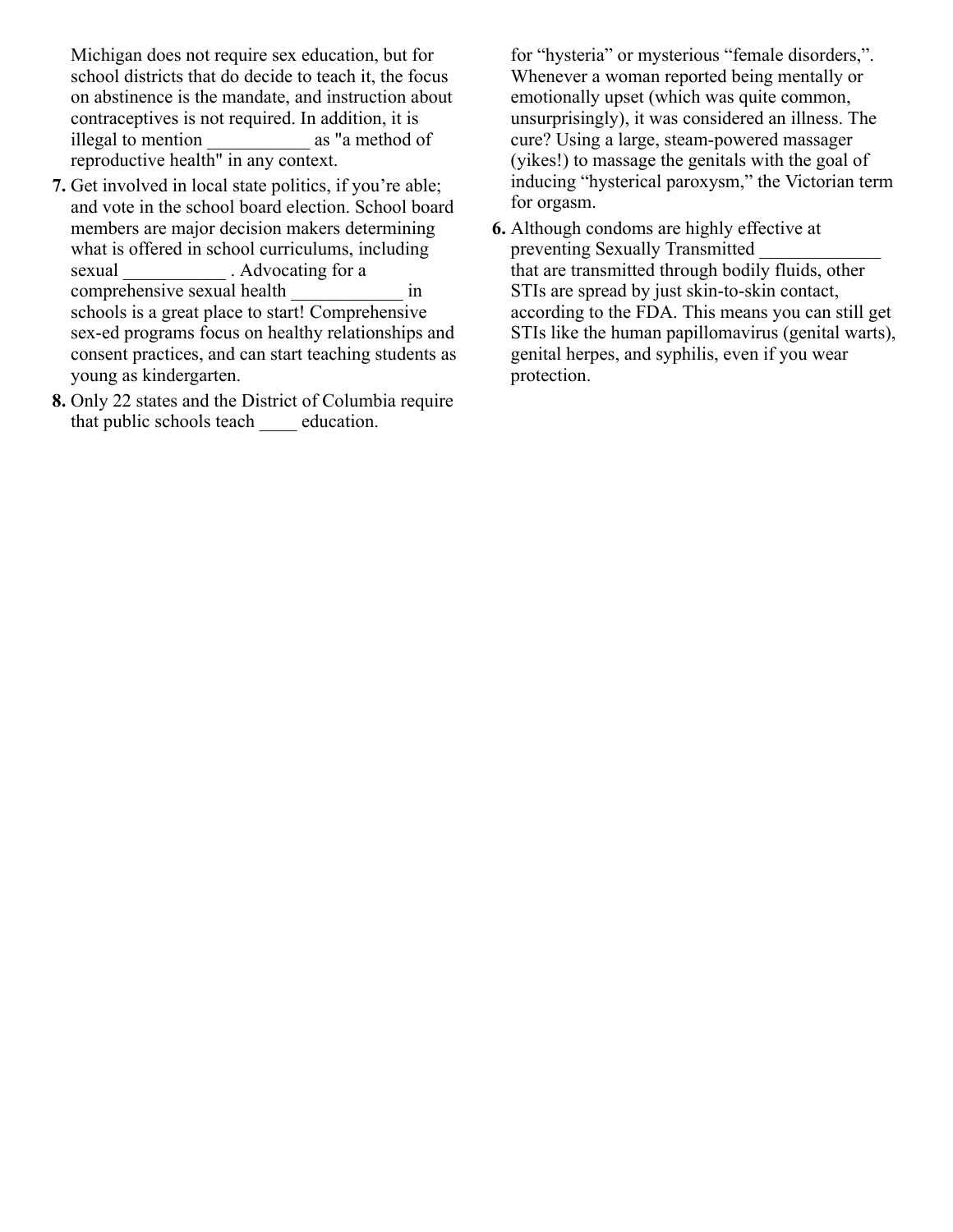Michigan does not require sex education, but for school districts that do decide to teach it, the focus on abstinence is the mandate, and instruction about contraceptives is not required. In addition, it is illegal to mention ___________ as "a method of reproductive health" in any context.

7. Get involved in local state politics, if you're able; and vote in the school board election. School board members are major decision makers determining what is offered in school curriculums, including sexual ___________ . Advocating for a comprehensive sexual health ____________ in schools is a great place to start! Comprehensive sex-ed programs focus on healthy relationships and consent practices, and can start teaching students as young as kindergarten.
8. Only 22 states and the District of Columbia require that public schools teach ____ education.

for "hysteria" or mysterious "female disorders,". Whenever a woman reported being mentally or emotionally upset (which was quite common, unsurprisingly), it was considered an illness. The cure? Using a large, steam-powered massager (yikes!) to massage the genitals with the goal of inducing "hysterical paroxysm," the Victorian term for orgasm.

6. Although condoms are highly effective at preventing Sexually Transmitted _____________ that are transmitted through bodily fluids, other STIs are spread by just skin-to-skin contact, according to the FDA. This means you can still get STIs like the human papillomavirus (genital warts), genital herpes, and syphilis, even if you wear protection.